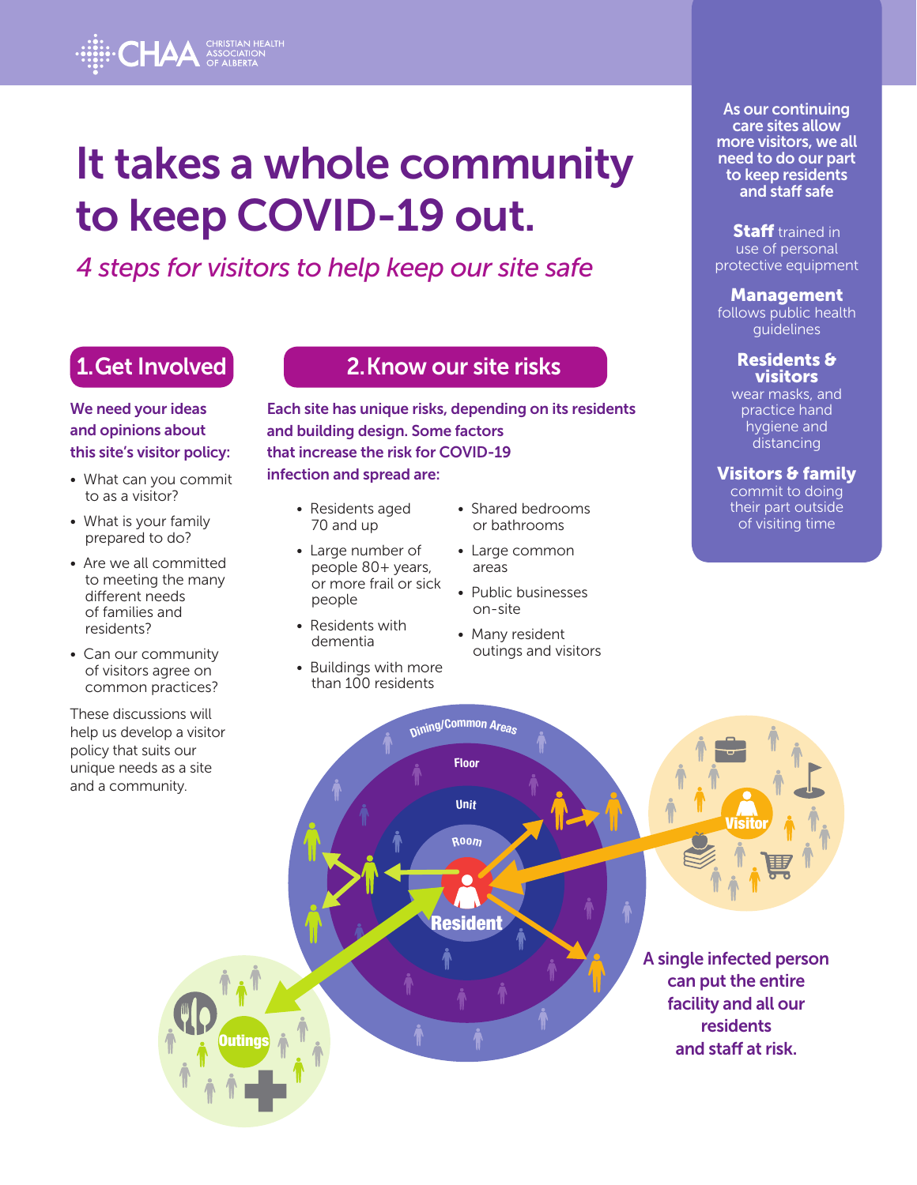CHAA CHRISTIAN HEALTH ASSOCIATION OF ALBERTA

# It takes a whole community to keep COVID-19 out.

*4 steps for visitors to help keep our site safe*

## 1. Get Involved

**We need your ideas and opinions about this site's visitor policy:**

- What can you commit to as a visitor?
- What is your family prepared to do?
- Are we all committed to meeting the many different needs of families and residents?
- Can our community of visitors agree on common practices?

These discussions will help us develop a visitor policy that suits our unique needs as a site and a community.

## 2. Know our site risks

**Each site has unique risks, depending on its residents and building design. Some factors that increase the risk for COVID-19 infection and spread are:**

- Residents aged 70 and up
- Large number of people 80+ years, or more frail or sick people
- Residents with dementia
- Buildings with more than 100 residents
- Shared bedrooms or bathrooms
- Large common areas
- Public businesses on-site
- Many resident outings and visitors

Dining/Common Areas

Floor

Unit

Room

Resident

Visitor

Outings

**A single infected person can put the entire facility and all our residents and staff at risk.**

**As our continuing care sites allow more visitors, we all need to do our part to keep residents and staff safe**

**Staff** trained in use of personal protective equipment

**Management** follows public health guidelines

**Residents & visitors** wear masks, and practice hand hygiene and distancing

**Visitors & family** commit to doing their part outside of visiting time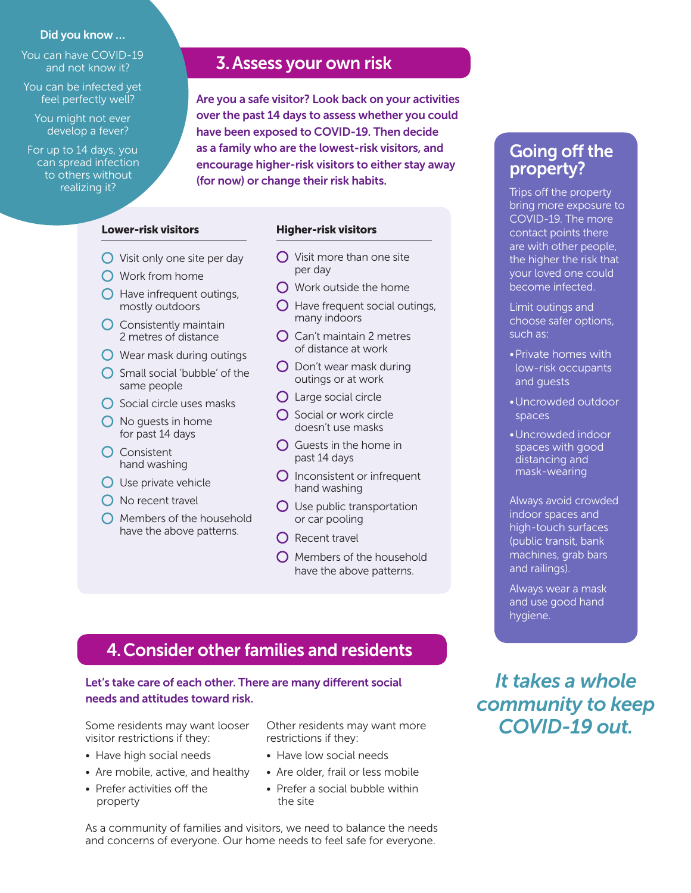**Did you know ...**

You can have COVID-19 and not know it?

You can be infected yet feel perfectly well?

You might not ever develop a fever?

For up to 14 days, you can spread infection to others without realizing it?

## 3. Assess your own risk

**Are you a safe visitor? Look back on your activities over the past 14 days to assess whether you could have been exposed to COVID-19. Then decide as a family who are the lowest-risk visitors, and encourage higher-risk visitors to either stay away (for now) or change their risk habits.**

**Lower-risk visitors**

- ○ Visit only one site per day
- ○ Work from home
- ○ Have infrequent outings, mostly outdoors
- ○ Consistently maintain 2 metres of distance
- ○ Wear mask during outings
- ○ Small social 'bubble' of the same people
- ○ Social circle uses masks
- ○ No guests in home for past 14 days
- ○ Consistent hand washing
- ○ Use private vehicle
- ○ No recent travel
- ○ Members of the household have the above patterns.

**Higher-risk visitors**

- ○ Visit more than one site per day
- ○ Work outside the home
- ○ Have frequent social outings, many indoors
- ○ Can't maintain 2 metres of distance at work
- ○ Don't wear mask during outings or at work
- ○ Large social circle
- ○ Social or work circle doesn't use masks
- ○ Guests in the home in past 14 days
- ○ Inconsistent or infrequent hand washing
- ○ Use public transportation or car pooling
- ○ Recent travel
- ○ Members of the household have the above patterns.

## Going off the property?

Trips off the property bring more exposure to COVID-19. The more contact points there are with other people, the higher the risk that your loved one could become infected.

Limit outings and choose safer options, such as:

- Private homes with low-risk occupants and guests
- Uncrowded outdoor spaces
- Uncrowded indoor spaces with good distancing and mask-wearing

Always avoid crowded indoor spaces and high-touch surfaces (public transit, bank machines, grab bars and railings).

Always wear a mask and use good hand hygiene.

## 4. Consider other families and residents

**Let's take care of each other. There are many different social needs and attitudes toward risk.**

Some residents may want looser visitor restrictions if they:

- Have high social needs
- Are mobile, active, and healthy
- Prefer activities off the property

Other residents may want more restrictions if they:

- Have low social needs
- Are older, frail or less mobile
- Prefer a social bubble within the site

As a community of families and visitors, we need to balance the needs and concerns of everyone. Our home needs to feel safe for everyone.

*It takes a whole community to keep COVID-19 out.*